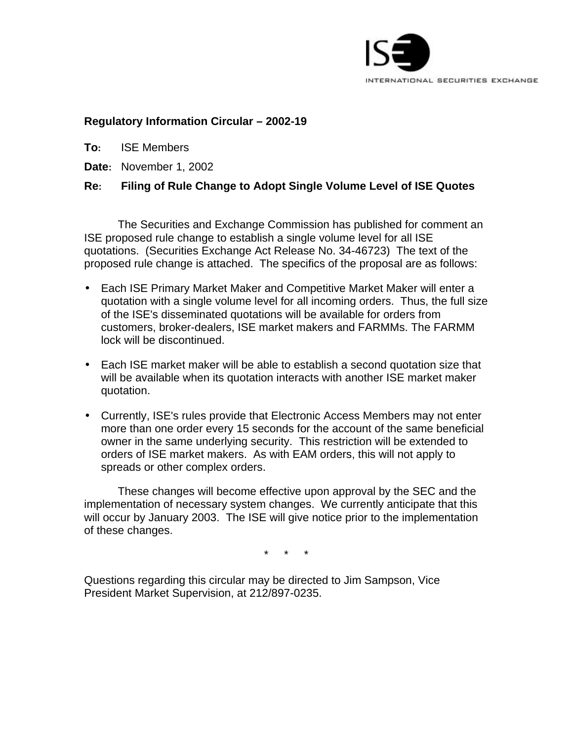ISE

INTERNATIONAL SECURITIES EXCHANGE

**Regulatory Information Circular – 2002-19**

**To:** ISE Members

**Date:** November 1, 2002

**Re: Filing of Rule Change to Adopt Single Volume Level of ISE Quotes**

The Securities and Exchange Commission has published for comment an ISE proposed rule change to establish a single volume level for all ISE quotations. (Securities Exchange Act Release No. 34-46723) The text of the proposed rule change is attached. The specifics of the proposal are as follows:

- Each ISE Primary Market Maker and Competitive Market Maker will enter a quotation with a single volume level for all incoming orders. Thus, the full size of the ISE's disseminated quotations will be available for orders from customers, broker-dealers, ISE market makers and FARMMs. The FARMM lock will be discontinued.
- Each ISE market maker will be able to establish a second quotation size that will be available when its quotation interacts with another ISE market maker quotation.
- Currently, ISE's rules provide that Electronic Access Members may not enter more than one order every 15 seconds for the account of the same beneficial owner in the same underlying security. This restriction will be extended to orders of ISE market makers. As with EAM orders, this will not apply to spreads or other complex orders.

These changes will become effective upon approval by the SEC and the implementation of necessary system changes. We currently anticipate that this will occur by January 2003. The ISE will give notice prior to the implementation of these changes.

\* \* \*

Questions regarding this circular may be directed to Jim Sampson, Vice President Market Supervision, at 212/897-0235.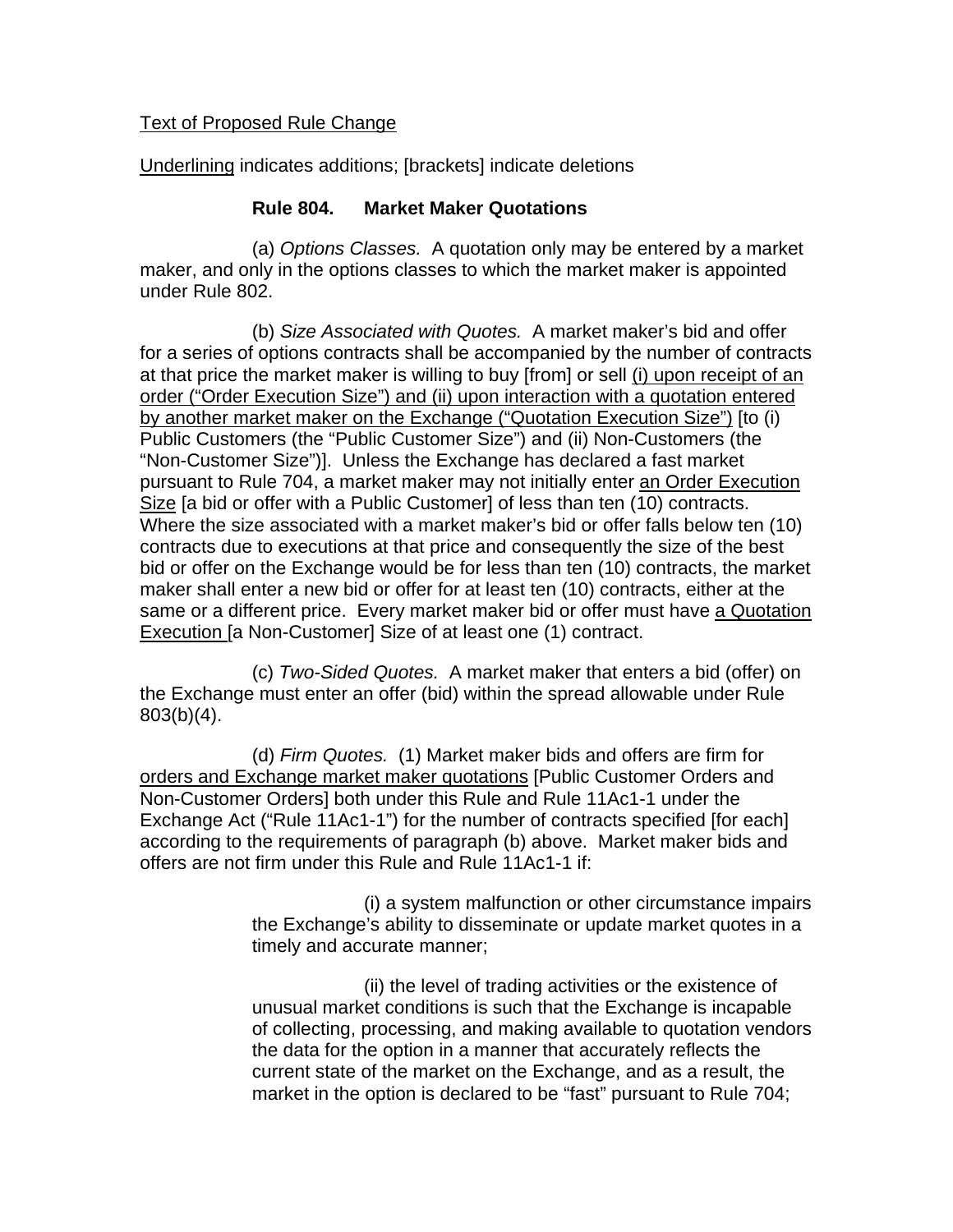Text of Proposed Rule Change

Underlining indicates additions; [brackets] indicate deletions

**Rule 804. Market Maker Quotations**

(a) *Options Classes.* A quotation only may be entered by a market maker, and only in the options classes to which the market maker is appointed under Rule 802.

(b) *Size Associated with Quotes.* A market maker's bid and offer for a series of options contracts shall be accompanied by the number of contracts at that price the market maker is willing to buy [from] or sell (i) upon receipt of an order ("Order Execution Size") and (ii) upon interaction with a quotation entered by another market maker on the Exchange ("Quotation Execution Size") [to (i) Public Customers (the "Public Customer Size") and (ii) Non-Customers (the "Non-Customer Size")]. Unless the Exchange has declared a fast market pursuant to Rule 704, a market maker may not initially enter an Order Execution Size [a bid or offer with a Public Customer] of less than ten (10) contracts. Where the size associated with a market maker's bid or offer falls below ten (10) contracts due to executions at that price and consequently the size of the best bid or offer on the Exchange would be for less than ten (10) contracts, the market maker shall enter a new bid or offer for at least ten (10) contracts, either at the same or a different price. Every market maker bid or offer must have a Quotation Execution [a Non-Customer] Size of at least one (1) contract.

(c) *Two-Sided Quotes.* A market maker that enters a bid (offer) on the Exchange must enter an offer (bid) within the spread allowable under Rule 803(b)(4).

(d) *Firm Quotes.* (1) Market maker bids and offers are firm for orders and Exchange market maker quotations [Public Customer Orders and Non-Customer Orders] both under this Rule and Rule 11Ac1-1 under the Exchange Act ("Rule 11Ac1-1") for the number of contracts specified [for each] according to the requirements of paragraph (b) above. Market maker bids and offers are not firm under this Rule and Rule 11Ac1-1 if:

(i) a system malfunction or other circumstance impairs the Exchange's ability to disseminate or update market quotes in a timely and accurate manner;

(ii) the level of trading activities or the existence of unusual market conditions is such that the Exchange is incapable of collecting, processing, and making available to quotation vendors the data for the option in a manner that accurately reflects the current state of the market on the Exchange, and as a result, the market in the option is declared to be "fast" pursuant to Rule 704;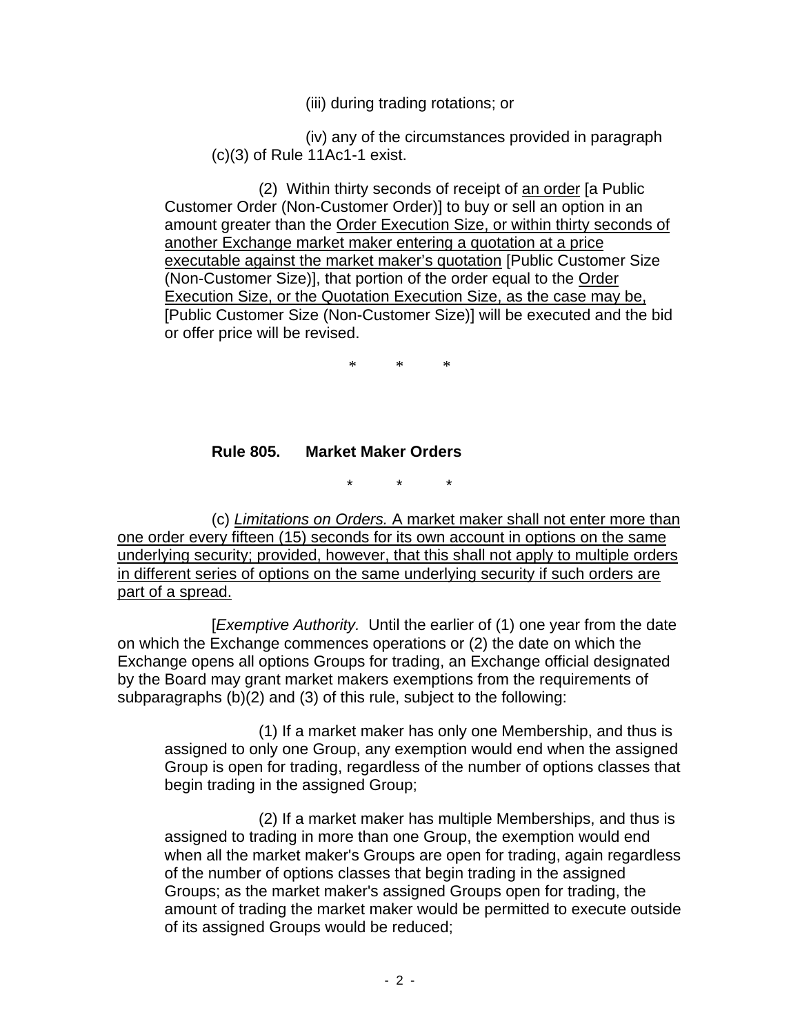(iii) during trading rotations; or

(iv) any of the circumstances provided in paragraph (c)(3) of Rule 11Ac1-1 exist.

(2) Within thirty seconds of receipt of <u>an order</u> [a Public Customer Order (Non-Customer Order)] to buy or sell an option in an amount greater than the <u>Order Execution Size, or within thirty seconds of another Exchange market maker entering a quotation at a price executable against the market maker's quotation</u> [Public Customer Size (Non-Customer Size)], that portion of the order equal to the <u>Order Execution Size, or the Quotation Execution Size, as the case may be,</u> [Public Customer Size (Non-Customer Size)] will be executed and the bid or offer price will be revised.

\* \* \*

**Rule 805. Market Maker Orders**

\* \* \*

(c) <u>*Limitations on Orders.* A market maker shall not enter more than one order every fifteen (15) seconds for its own account in options on the same underlying security; provided, however, that this shall not apply to multiple orders in different series of options on the same underlying security if such orders are part of a spread.</u>

[*Exemptive Authority.* Until the earlier of (1) one year from the date on which the Exchange commences operations or (2) the date on which the Exchange opens all options Groups for trading, an Exchange official designated by the Board may grant market makers exemptions from the requirements of subparagraphs (b)(2) and (3) of this rule, subject to the following:

(1) If a market maker has only one Membership, and thus is assigned to only one Group, any exemption would end when the assigned Group is open for trading, regardless of the number of options classes that begin trading in the assigned Group;

(2) If a market maker has multiple Memberships, and thus is assigned to trading in more than one Group, the exemption would end when all the market maker's Groups are open for trading, again regardless of the number of options classes that begin trading in the assigned Groups; as the market maker's assigned Groups open for trading, the amount of trading the market maker would be permitted to execute outside of its assigned Groups would be reduced;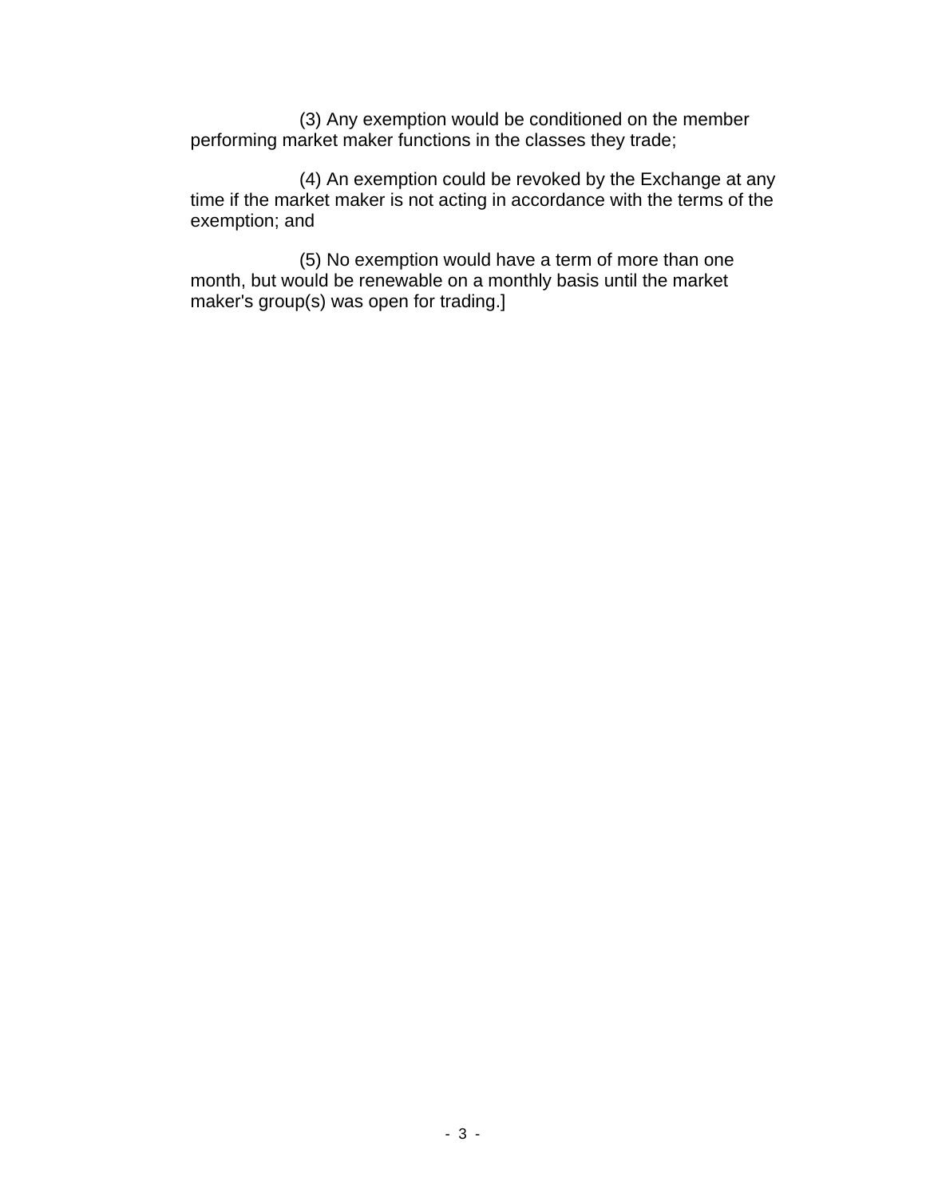(3) Any exemption would be conditioned on the member performing market maker functions in the classes they trade;

(4) An exemption could be revoked by the Exchange at any time if the market maker is not acting in accordance with the terms of the exemption; and

(5) No exemption would have a term of more than one month, but would be renewable on a monthly basis until the market maker's group(s) was open for trading.]